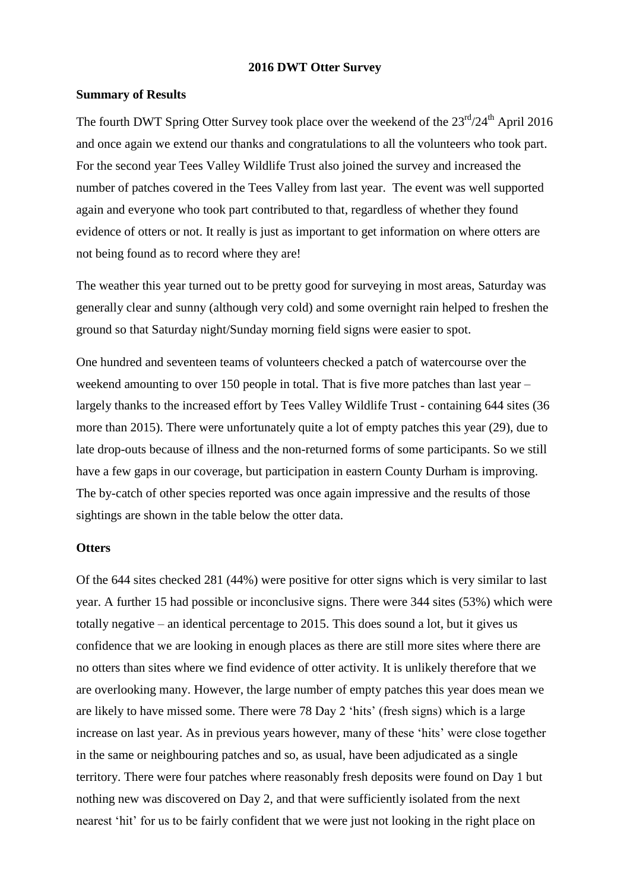**2016 DWT Otter Survey**

**Summary of Results**

The fourth DWT Spring Otter Survey took place over the weekend of the 23rd/24th April 2016 and once again we extend our thanks and congratulations to all the volunteers who took part. For the second year Tees Valley Wildlife Trust also joined the survey and increased the number of patches covered in the Tees Valley from last year. The event was well supported again and everyone who took part contributed to that, regardless of whether they found evidence of otters or not. It really is just as important to get information on where otters are not being found as to record where they are!

The weather this year turned out to be pretty good for surveying in most areas, Saturday was generally clear and sunny (although very cold) and some overnight rain helped to freshen the ground so that Saturday night/Sunday morning field signs were easier to spot.

One hundred and seventeen teams of volunteers checked a patch of watercourse over the weekend amounting to over 150 people in total. That is five more patches than last year – largely thanks to the increased effort by Tees Valley Wildlife Trust - containing 644 sites (36 more than 2015). There were unfortunately quite a lot of empty patches this year (29), due to late drop-outs because of illness and the non-returned forms of some participants. So we still have a few gaps in our coverage, but participation in eastern County Durham is improving. The by-catch of other species reported was once again impressive and the results of those sightings are shown in the table below the otter data.

**Otters**

Of the 644 sites checked 281 (44%) were positive for otter signs which is very similar to last year. A further 15 had possible or inconclusive signs. There were 344 sites (53%) which were totally negative – an identical percentage to 2015. This does sound a lot, but it gives us confidence that we are looking in enough places as there are still more sites where there are no otters than sites where we find evidence of otter activity. It is unlikely therefore that we are overlooking many. However, the large number of empty patches this year does mean we are likely to have missed some. There were 78 Day 2 'hits' (fresh signs) which is a large increase on last year. As in previous years however, many of these 'hits' were close together in the same or neighbouring patches and so, as usual, have been adjudicated as a single territory. There were four patches where reasonably fresh deposits were found on Day 1 but nothing new was discovered on Day 2, and that were sufficiently isolated from the next nearest 'hit' for us to be fairly confident that we were just not looking in the right place on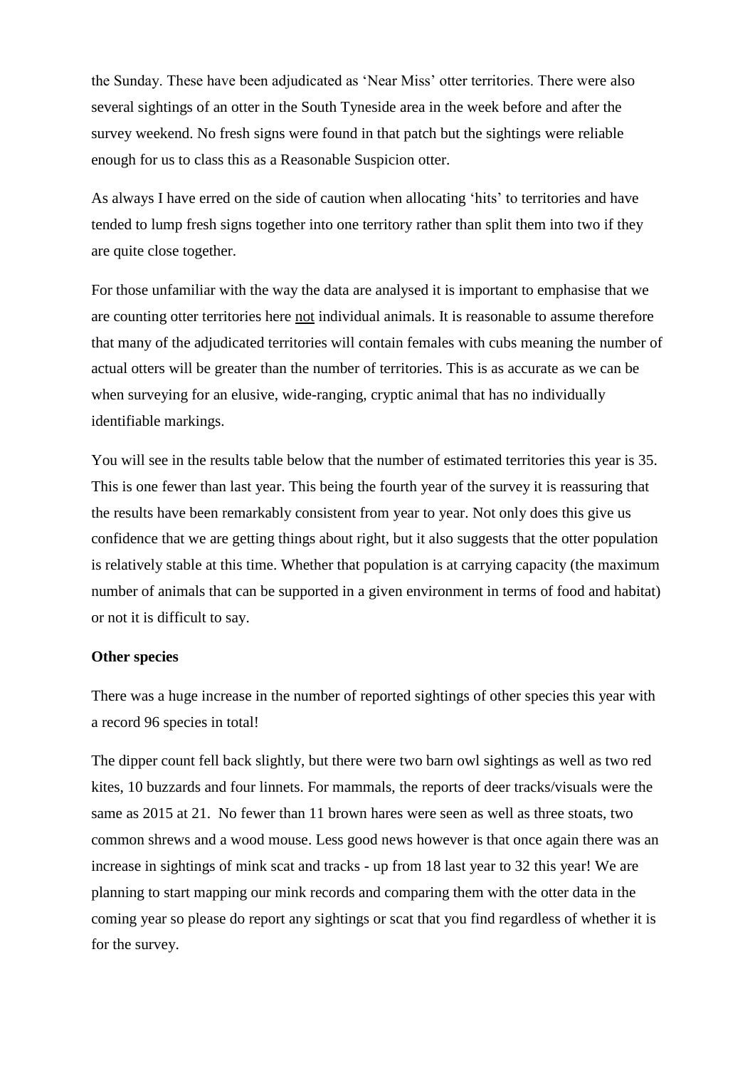the Sunday. These have been adjudicated as 'Near Miss' otter territories. There were also several sightings of an otter in the South Tyneside area in the week before and after the survey weekend. No fresh signs were found in that patch but the sightings were reliable enough for us to class this as a Reasonable Suspicion otter.

As always I have erred on the side of caution when allocating 'hits' to territories and have tended to lump fresh signs together into one territory rather than split them into two if they are quite close together.

For those unfamiliar with the way the data are analysed it is important to emphasise that we are counting otter territories here not individual animals. It is reasonable to assume therefore that many of the adjudicated territories will contain females with cubs meaning the number of actual otters will be greater than the number of territories. This is as accurate as we can be when surveying for an elusive, wide-ranging, cryptic animal that has no individually identifiable markings.

You will see in the results table below that the number of estimated territories this year is 35. This is one fewer than last year. This being the fourth year of the survey it is reassuring that the results have been remarkably consistent from year to year. Not only does this give us confidence that we are getting things about right, but it also suggests that the otter population is relatively stable at this time. Whether that population is at carrying capacity (the maximum number of animals that can be supported in a given environment in terms of food and habitat) or not it is difficult to say.

**Other species**

There was a huge increase in the number of reported sightings of other species this year with a record 96 species in total!

The dipper count fell back slightly, but there were two barn owl sightings as well as two red kites, 10 buzzards and four linnets. For mammals, the reports of deer tracks/visuals were the same as 2015 at 21. No fewer than 11 brown hares were seen as well as three stoats, two common shrews and a wood mouse. Less good news however is that once again there was an increase in sightings of mink scat and tracks - up from 18 last year to 32 this year! We are planning to start mapping our mink records and comparing them with the otter data in the coming year so please do report any sightings or scat that you find regardless of whether it is for the survey.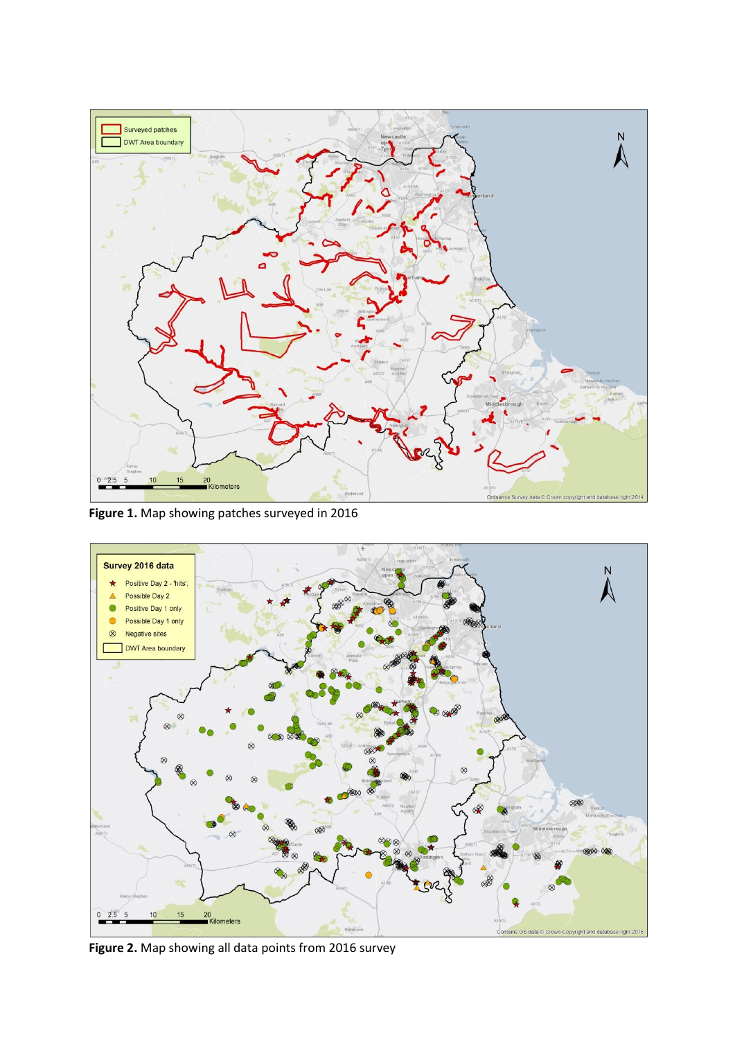**Figure 1.** Map showing patches surveyed in 2016

**Figure 2.** Map showing all data points from 2016 survey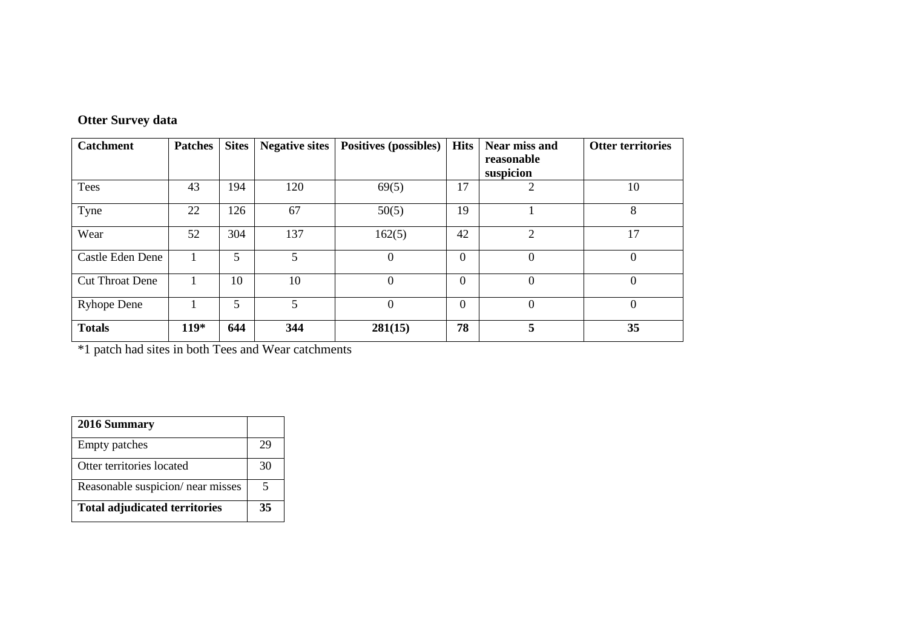**Otter Survey data**

| Catchment | Patches | Sites | Negative sites | Positives (possibles) | Hits | Near miss and reasonable suspicion | Otter territories |
|---|---|---|---|---|---|---|---|
| Tees | 43 | 194 | 120 | 69(5) | 17 | 2 | 10 |
| Tyne | 22 | 126 | 67 | 50(5) | 19 | 1 | 8 |
| Wear | 52 | 304 | 137 | 162(5) | 42 | 2 | 17 |
| Castle Eden Dene | 1 | 5 | 5 | 0 | 0 | 0 | 0 |
| Cut Throat Dene | 1 | 10 | 10 | 0 | 0 | 0 | 0 |
| Ryhope Dene | 1 | 5 | 5 | 0 | 0 | 0 | 0 |
| **Totals** | **119*** | **644** | **344** | **281(15)** | **78** | **5** | **35** |

*1 patch had sites in both Tees and Wear catchments

| **2016 Summary** | |
|---|---|
| Empty patches | 29 |
| Otter territories located | 30 |
| Reasonable suspicion/ near misses | 5 |
| **Total adjudicated territories** | **35** |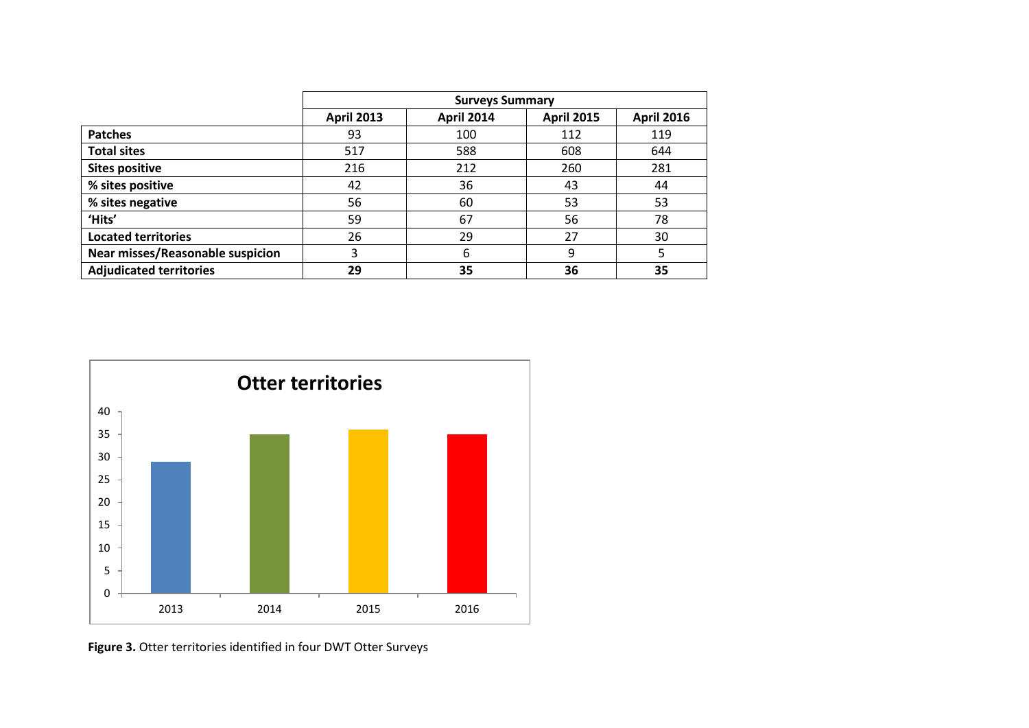| | Surveys Summary | | | |
|---|---|---|---|---|
| | **April 2013** | **April 2014** | **April 2015** | **April 2016** |
| **Patches** | 93 | 100 | 112 | 119 |
| **Total sites** | 517 | 588 | 608 | 644 |
| **Sites positive** | 216 | 212 | 260 | 281 |
| **% sites positive** | 42 | 36 | 43 | 44 |
| **% sites negative** | 56 | 60 | 53 | 53 |
| **'Hits'** | 59 | 67 | 56 | 78 |
| **Located territories** | 26 | 29 | 27 | 30 |
| **Near misses/Reasonable suspicion** | 3 | 6 | 9 | 5 |
| **Adjudicated territories** | **29** | **35** | **36** | **35** |

**Otter territories**

| Year | Otter territories |
|---|---|
| 2013 | 29 |
| 2014 | 35 |
| 2015 | 36 |
| 2016 | 35 |

**Figure 3.** Otter territories identified in four DWT Otter Surveys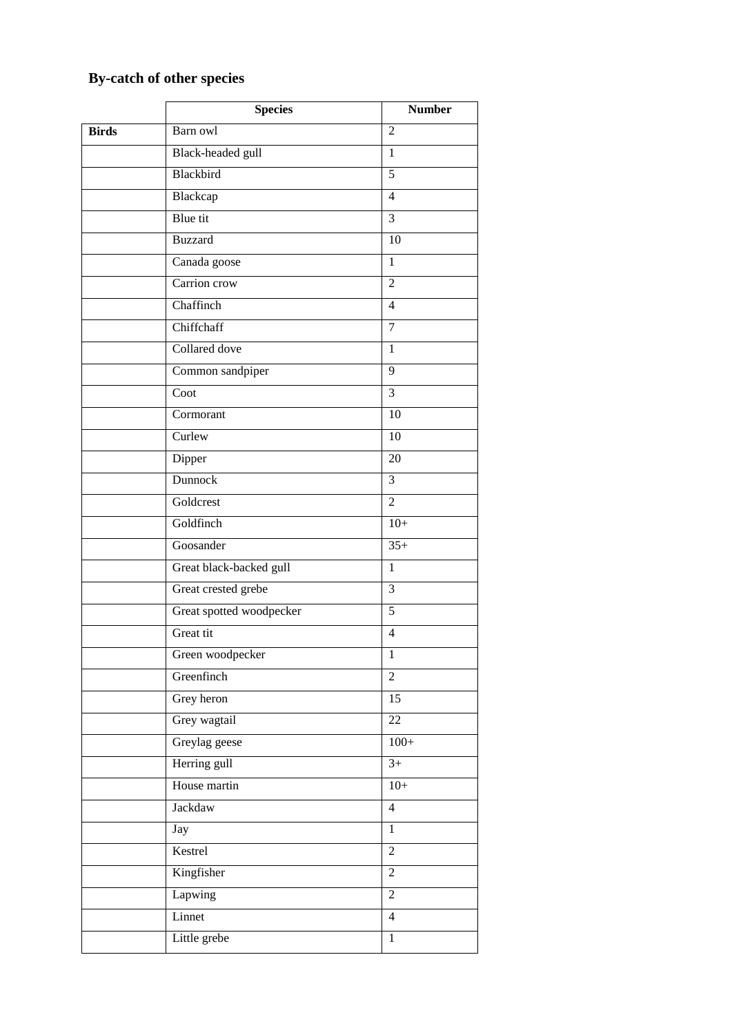## By-catch of other species

| | Species | Number |
|---|---|---|
| **Birds** | Barn owl | 2 |
| | Black-headed gull | 1 |
| | Blackbird | 5 |
| | Blackcap | 4 |
| | Blue tit | 3 |
| | Buzzard | 10 |
| | Canada goose | 1 |
| | Carrion crow | 2 |
| | Chaffinch | 4 |
| | Chiffchaff | 7 |
| | Collared dove | 1 |
| | Common sandpiper | 9 |
| | Coot | 3 |
| | Cormorant | 10 |
| | Curlew | 10 |
| | Dipper | 20 |
| | Dunnock | 3 |
| | Goldcrest | 2 |
| | Goldfinch | 10+ |
| | Goosander | 35+ |
| | Great black-backed gull | 1 |
| | Great crested grebe | 3 |
| | Great spotted woodpecker | 5 |
| | Great tit | 4 |
| | Green woodpecker | 1 |
| | Greenfinch | 2 |
| | Grey heron | 15 |
| | Grey wagtail | 22 |
| | Greylag geese | 100+ |
| | Herring gull | 3+ |
| | House martin | 10+ |
| | Jackdaw | 4 |
| | Jay | 1 |
| | Kestrel | 2 |
| | Kingfisher | 2 |
| | Lapwing | 2 |
| | Linnet | 4 |
| | Little grebe | 1 |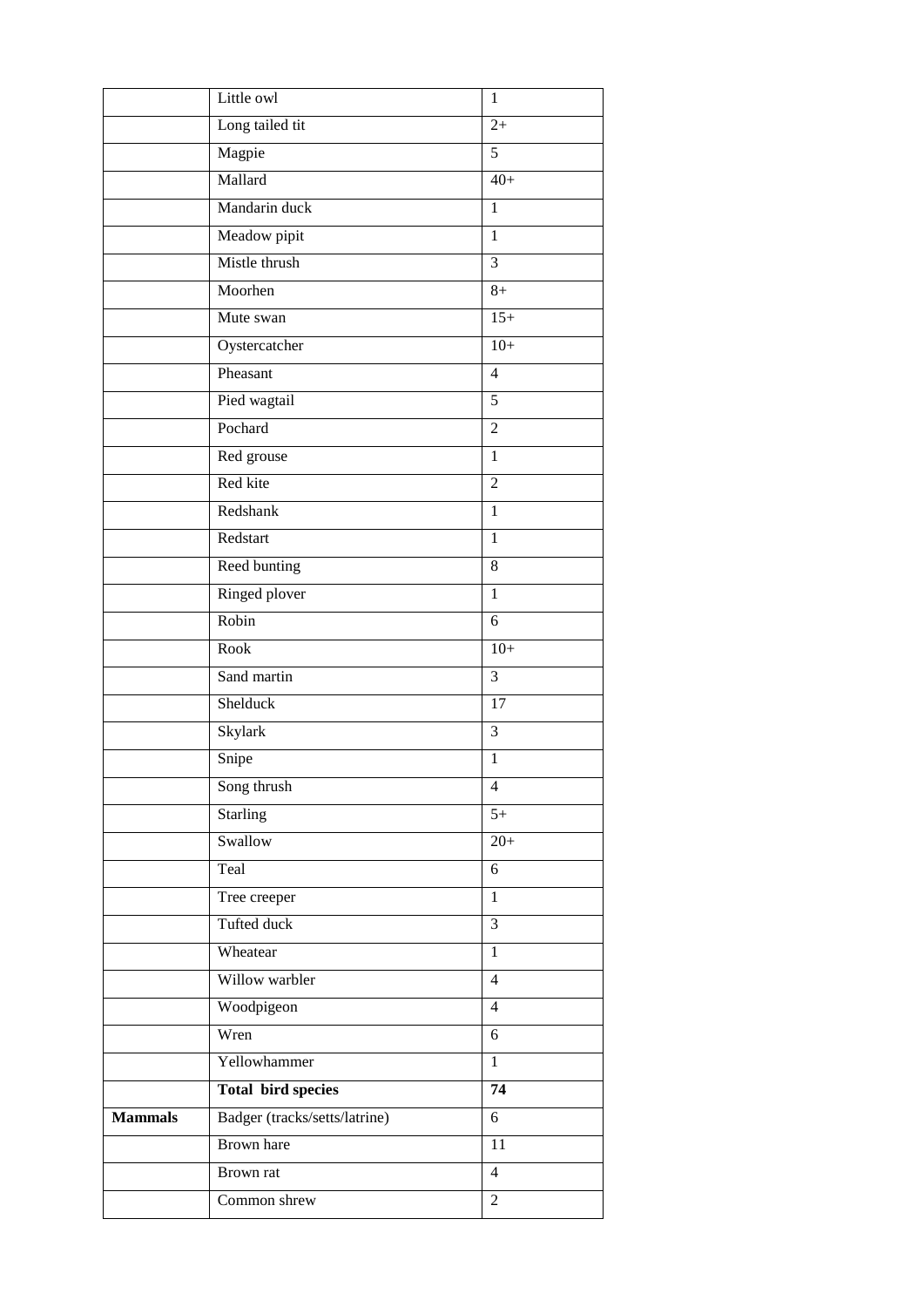| | | |
|---|---|---|
| | Little owl | 1 |
| | Long tailed tit | 2+ |
| | Magpie | 5 |
| | Mallard | 40+ |
| | Mandarin duck | 1 |
| | Meadow pipit | 1 |
| | Mistle thrush | 3 |
| | Moorhen | 8+ |
| | Mute swan | 15+ |
| | Oystercatcher | 10+ |
| | Pheasant | 4 |
| | Pied wagtail | 5 |
| | Pochard | 2 |
| | Red grouse | 1 |
| | Red kite | 2 |
| | Redshank | 1 |
| | Redstart | 1 |
| | Reed bunting | 8 |
| | Ringed plover | 1 |
| | Robin | 6 |
| | Rook | 10+ |
| | Sand martin | 3 |
| | Shelduck | 17 |
| | Skylark | 3 |
| | Snipe | 1 |
| | Song thrush | 4 |
| | Starling | 5+ |
| | Swallow | 20+ |
| | Teal | 6 |
| | Tree creeper | 1 |
| | Tufted duck | 3 |
| | Wheatear | 1 |
| | Willow warbler | 4 |
| | Woodpigeon | 4 |
| | Wren | 6 |
| | Yellowhammer | 1 |
| | **Total bird species** | **74** |
| **Mammals** | Badger (tracks/setts/latrine) | 6 |
| | Brown hare | 11 |
| | Brown rat | 4 |
| | Common shrew | 2 |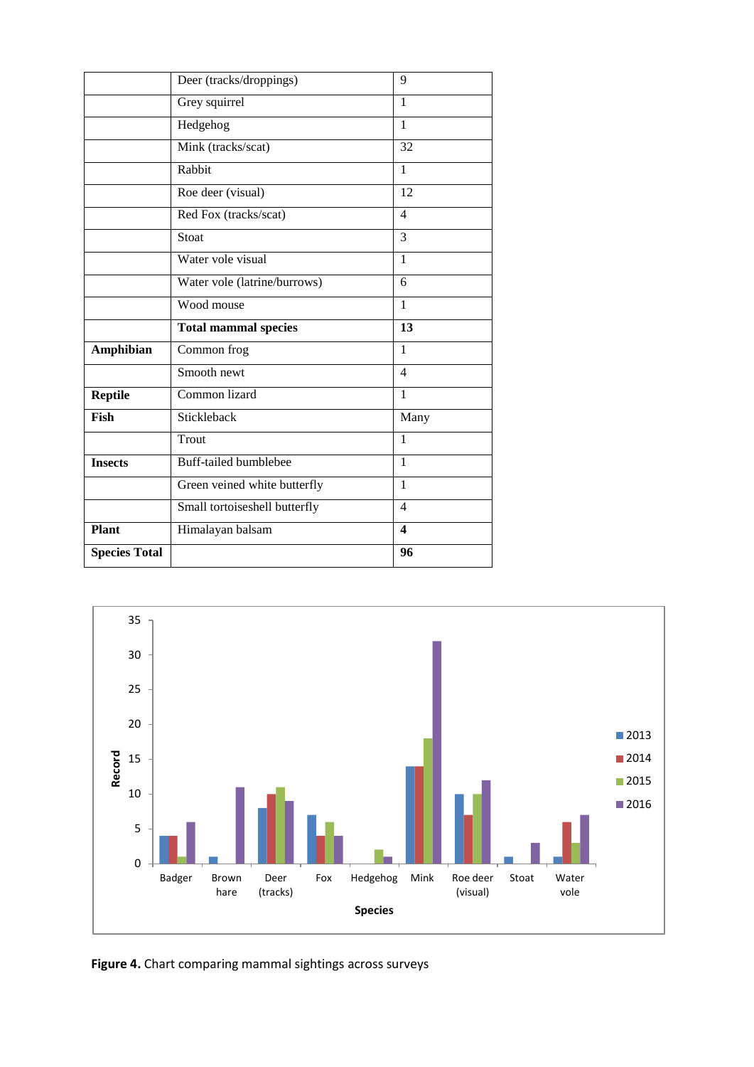| | | |
|---|---|---|
| | Deer (tracks/droppings) | 9 |
| | Grey squirrel | 1 |
| | Hedgehog | 1 |
| | Mink (tracks/scat) | 32 |
| | Rabbit | 1 |
| | Roe deer (visual) | 12 |
| | Red Fox (tracks/scat) | 4 |
| | Stoat | 3 |
| | Water vole visual | 1 |
| | Water vole (latrine/burrows) | 6 |
| | Wood mouse | 1 |
| | **Total mammal species** | **13** |
| **Amphibian** | Common frog | 1 |
| | Smooth newt | 4 |
| **Reptile** | Common lizard | 1 |
| **Fish** | Stickleback | Many |
| | Trout | 1 |
| **Insects** | Buff-tailed bumblebee | 1 |
| | Green veined white butterfly | 1 |
| | Small tortoiseshell butterfly | 4 |
| **Plant** | Himalayan balsam | **4** |
| **Species Total** | | **96** |

Record

35
30
25
20
15
10
5
0

Badger
Brown hare
Deer (tracks)
Fox
Hedgehog
Mink
Roe deer (visual)
Stoat
Water vole

Species

2013
2014
2015
2016

**Figure 4.** Chart comparing mammal sightings across surveys